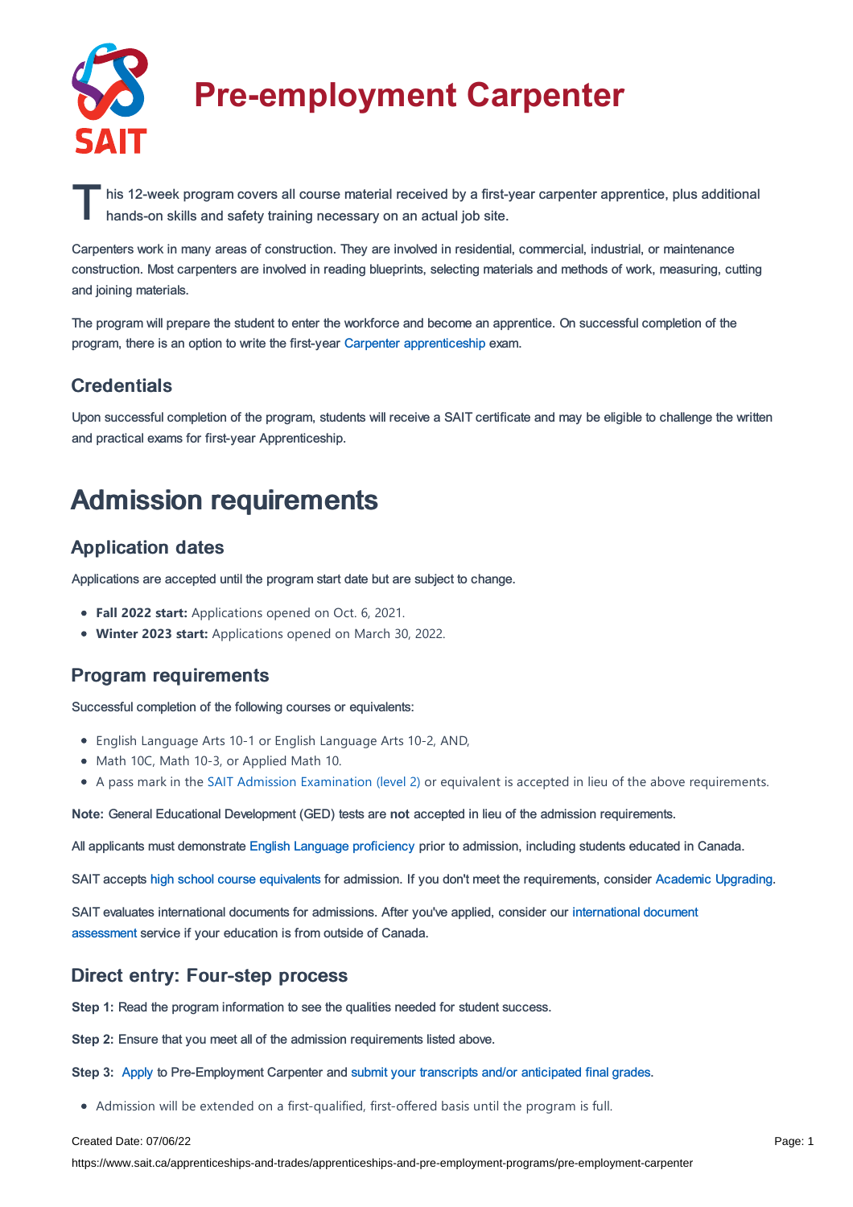# Pre-employment Carpenter

This 12-week program covers all course material received by a first-year carpenter apprentice, plus additional hands-on skills and safety training necessary on an actual job site.

Carpenters work in many areas of construction. They are involved in residential, commercial, industrial, or maintenance construction. Most carpenters are involved in reading blueprints, selecting materials and methods of work, measuring, cutting and joining materials.

The program will prepare the student to enter the workforce and become an apprentice. On successful completion of the program, there is an option to write the first-year Carpenter apprenticeship exam.

### Credentials

Upon successful completion of the program, students will receive a SAIT certificate and may be eligible to challenge the written and practical exams for first-year Apprenticeship.

## Admission requirements

### Application dates

Applications are accepted until the program start date but are subject to change.

- **Fall 2022 start:** Applications opened on Oct. 6, 2021.
- **Winter 2023 start:** Applications opened on March 30, 2022.

### Program requirements

Successful completion of the following courses or equivalents:

- English Language Arts 10-1 or English Language Arts 10-2, AND,
- Math 10C, Math 10-3, or Applied Math 10.
- A pass mark in the SAIT Admission Examination (level 2) or equivalent is accepted in lieu of the above requirements.

**Note:** General Educational Development (GED) tests are **not** accepted in lieu of the admission requirements.

All applicants must demonstrate English Language proficiency prior to admission, including students educated in Canada.

SAIT accepts high school course equivalents for admission. If you don't meet the requirements, consider Academic Upgrading.

SAIT evaluates international documents for admissions. After you've applied, consider our international document assessment service if your education is from outside of Canada.

### Direct entry: Four-step process

**Step 1:** Read the program information to see the qualities needed for student success.

**Step 2:** Ensure that you meet all of the admission requirements listed above.

**Step 3:** Apply to Pre-Employment Carpenter and submit your transcripts and/or anticipated final grades.

- Admission will be extended on a first-qualified, first-offered basis until the program is full.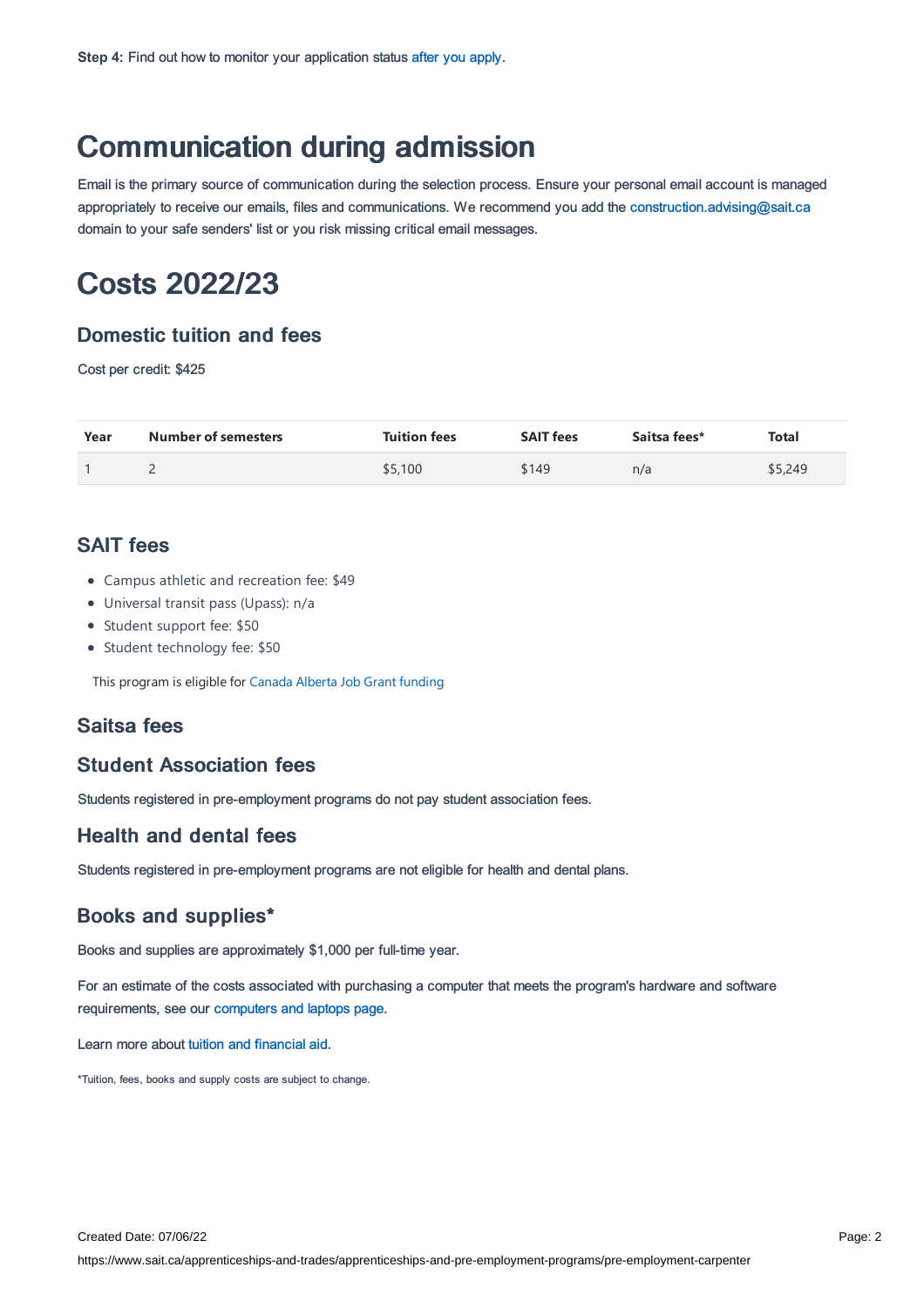**Step 4:** Find out how to monitor your application status after you apply.

# Communication during admission

Email is the primary source of communication during the selection process. Ensure your personal email account is managed appropriately to receive our emails, files and communications. We recommend you add the construction.advising@sait.ca domain to your safe senders' list or you risk missing critical email messages.

# Costs 2022/23

## Domestic tuition and fees

Cost per credit: $425

| Year | Number of semesters | Tuition fees | SAIT fees | Saitsa fees* | Total |
|---|---|---|---|---|---|
| 1 | 2 | $5,100 | $149 | n/a | $5,249 |

## SAIT fees

- Campus athletic and recreation fee: $49
- Universal transit pass (Upass): n/a
- Student support fee: $50
- Student technology fee: $50

This program is eligible for Canada Alberta Job Grant funding

## Saitsa fees

## Student Association fees

Students registered in pre-employment programs do not pay student association fees.

## Health and dental fees

Students registered in pre-employment programs are not eligible for health and dental plans.

## Books and supplies*

Books and supplies are approximately $1,000 per full-time year.

For an estimate of the costs associated with purchasing a computer that meets the program's hardware and software requirements, see our computers and laptops page.

Learn more about tuition and financial aid.

*Tuition, fees, books and supply costs are subject to change.